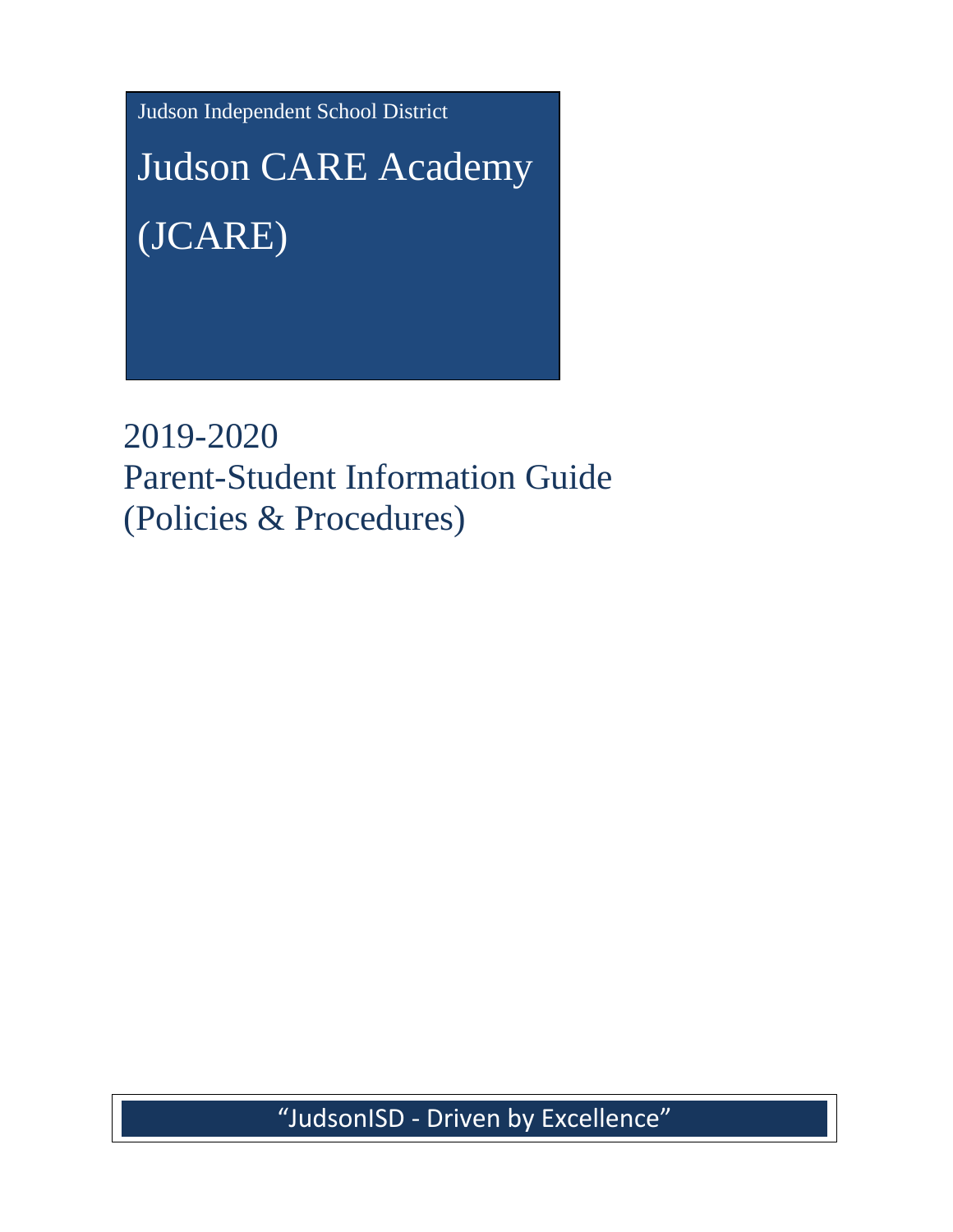Judson Independent School District

# Judson CARE Academy (JCARE)

## 2019-2020
## Parent-Student Information Guide
## (Policies & Procedures)

"JudsonISD - Driven by Excellence"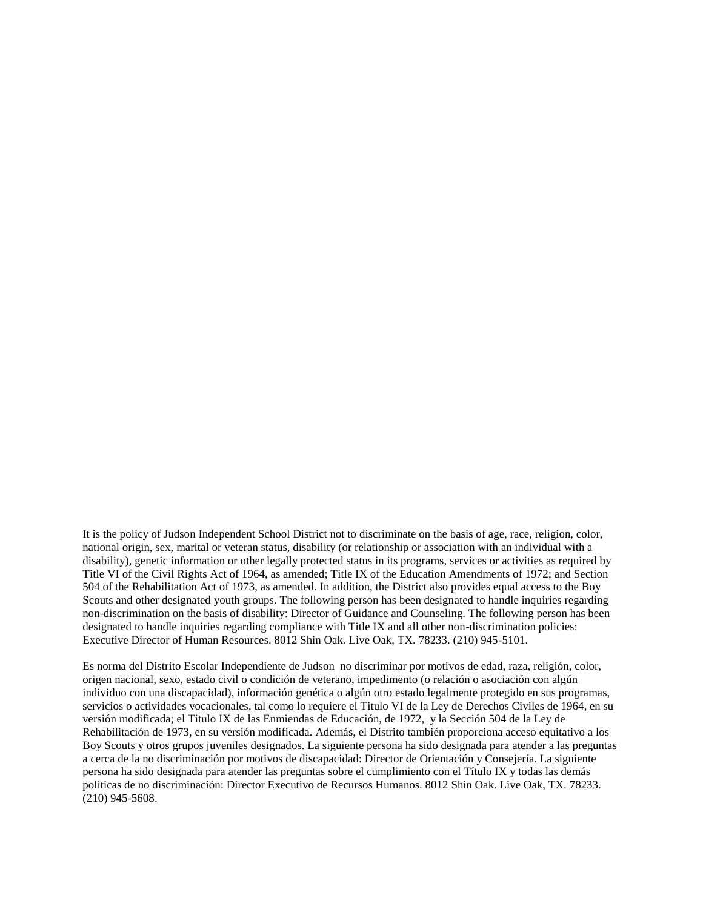It is the policy of Judson Independent School District not to discriminate on the basis of age, race, religion, color, national origin, sex, marital or veteran status, disability (or relationship or association with an individual with a disability), genetic information or other legally protected status in its programs, services or activities as required by Title VI of the Civil Rights Act of 1964, as amended; Title IX of the Education Amendments of 1972; and Section 504 of the Rehabilitation Act of 1973, as amended. In addition, the District also provides equal access to the Boy Scouts and other designated youth groups. The following person has been designated to handle inquiries regarding non-discrimination on the basis of disability: Director of Guidance and Counseling. The following person has been designated to handle inquiries regarding compliance with Title IX and all other non-discrimination policies: Executive Director of Human Resources. 8012 Shin Oak. Live Oak, TX. 78233. (210) 945-5101.

Es norma del Distrito Escolar Independiente de Judson no discriminar por motivos de edad, raza, religión, color, origen nacional, sexo, estado civil o condición de veterano, impedimento (o relación o asociación con algún individuo con una discapacidad), información genética o algún otro estado legalmente protegido en sus programas, servicios o actividades vocacionales, tal como lo requiere el Titulo VI de la Ley de Derechos Civiles de 1964, en su versión modificada; el Titulo IX de las Enmiendas de Educación, de 1972, y la Sección 504 de la Ley de Rehabilitación de 1973, en su versión modificada. Además, el Distrito también proporciona acceso equitativo a los Boy Scouts y otros grupos juveniles designados. La siguiente persona ha sido designada para atender a las preguntas a cerca de la no discriminación por motivos de discapacidad: Director de Orientación y Consejería. La siguiente persona ha sido designada para atender las preguntas sobre el cumplimiento con el Título IX y todas las demás políticas de no discriminación: Director Executivo de Recursos Humanos. 8012 Shin Oak. Live Oak, TX. 78233. (210) 945-5608.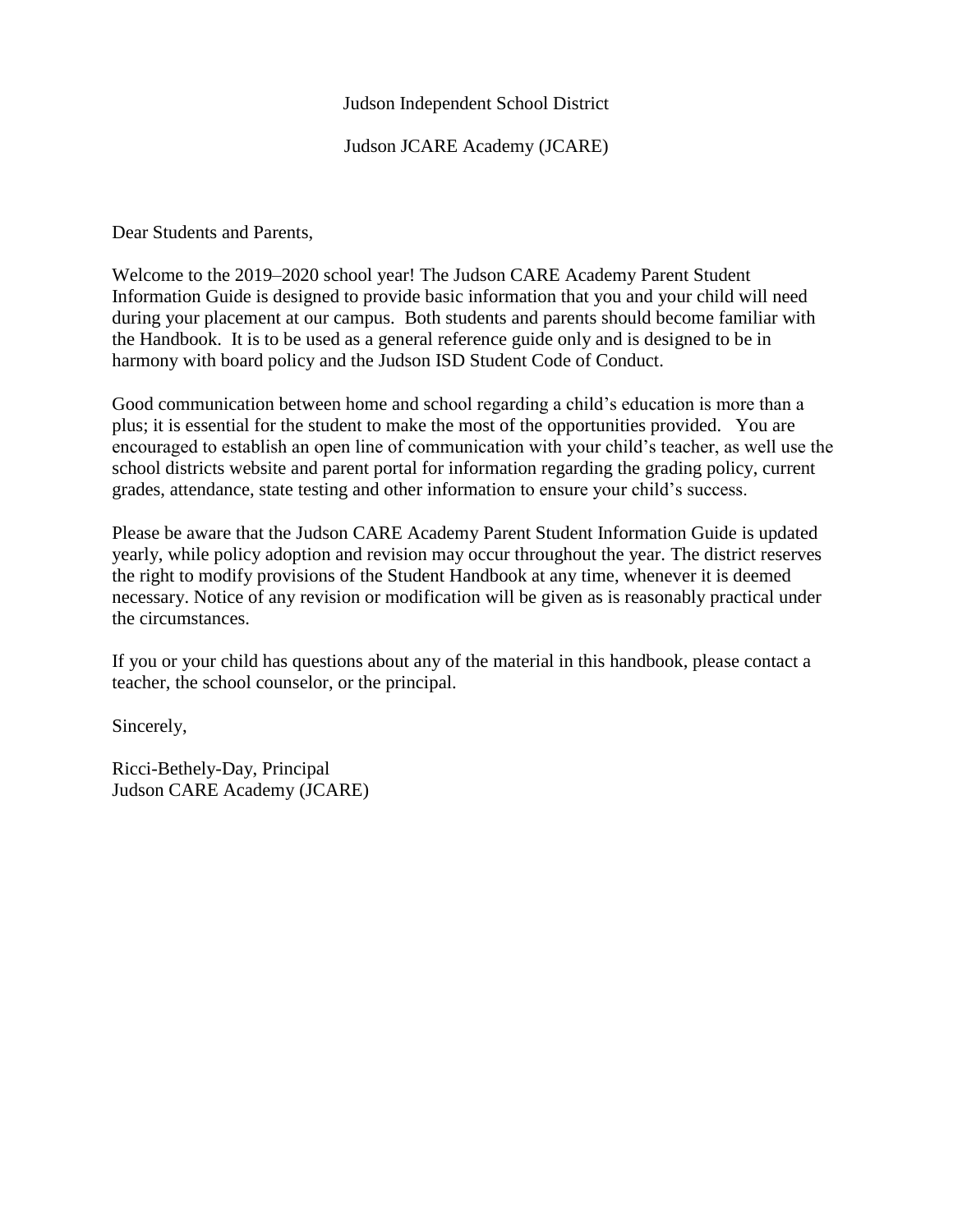Judson Independent School District

Judson JCARE Academy (JCARE)

Dear Students and Parents,

Welcome to the 2019–2020 school year! The Judson CARE Academy Parent Student Information Guide is designed to provide basic information that you and your child will need during your placement at our campus. Both students and parents should become familiar with the Handbook. It is to be used as a general reference guide only and is designed to be in harmony with board policy and the Judson ISD Student Code of Conduct.

Good communication between home and school regarding a child's education is more than a plus; it is essential for the student to make the most of the opportunities provided. You are encouraged to establish an open line of communication with your child's teacher, as well use the school districts website and parent portal for information regarding the grading policy, current grades, attendance, state testing and other information to ensure your child's success.

Please be aware that the Judson CARE Academy Parent Student Information Guide is updated yearly, while policy adoption and revision may occur throughout the year. The district reserves the right to modify provisions of the Student Handbook at any time, whenever it is deemed necessary. Notice of any revision or modification will be given as is reasonably practical under the circumstances.

If you or your child has questions about any of the material in this handbook, please contact a teacher, the school counselor, or the principal.

Sincerely,

Ricci-Bethely-Day, Principal
Judson CARE Academy (JCARE)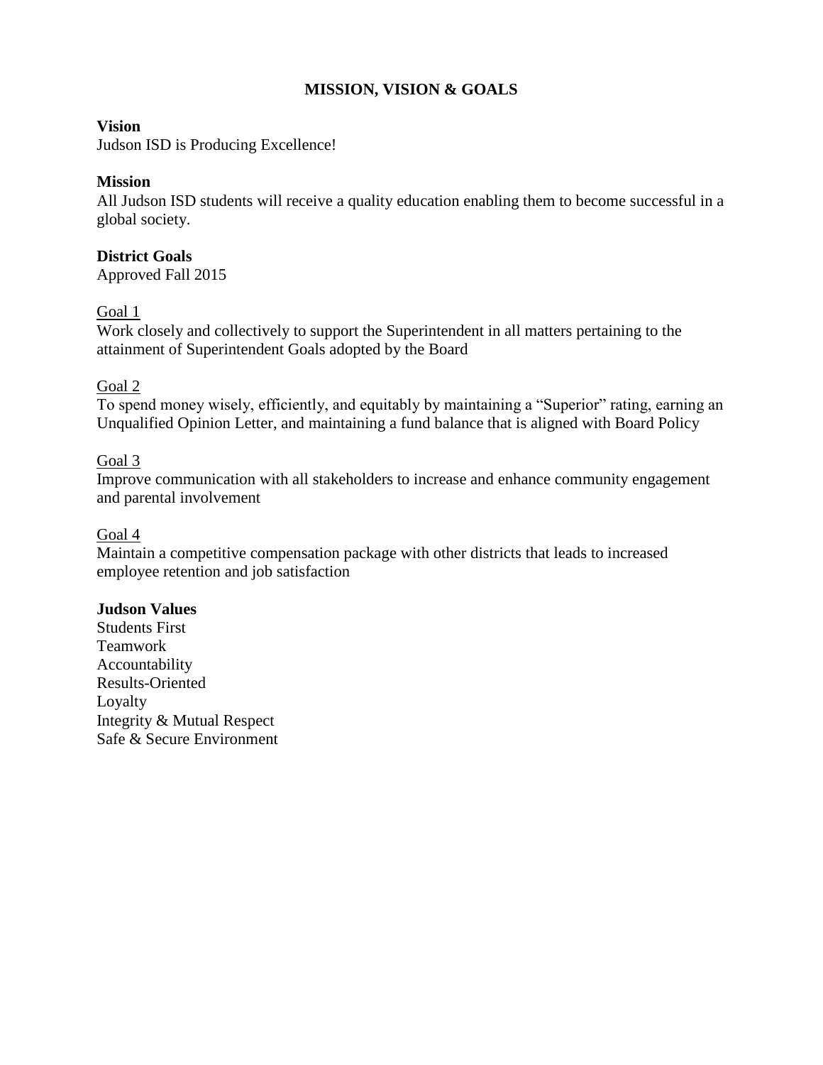# MISSION, VISION & GOALS

**Vision**

Judson ISD is Producing Excellence!

**Mission**

All Judson ISD students will receive a quality education enabling them to become successful in a global society.

**District Goals**

Approved Fall 2015

<u>Goal 1</u>

Work closely and collectively to support the Superintendent in all matters pertaining to the attainment of Superintendent Goals adopted by the Board

<u>Goal 2</u>

To spend money wisely, efficiently, and equitably by maintaining a "Superior" rating, earning an Unqualified Opinion Letter, and maintaining a fund balance that is aligned with Board Policy

<u>Goal 3</u>

Improve communication with all stakeholders to increase and enhance community engagement and parental involvement

<u>Goal 4</u>

Maintain a competitive compensation package with other districts that leads to increased employee retention and job satisfaction

**Judson Values**

Students First
Teamwork
Accountability
Results-Oriented
Loyalty
Integrity & Mutual Respect
Safe & Secure Environment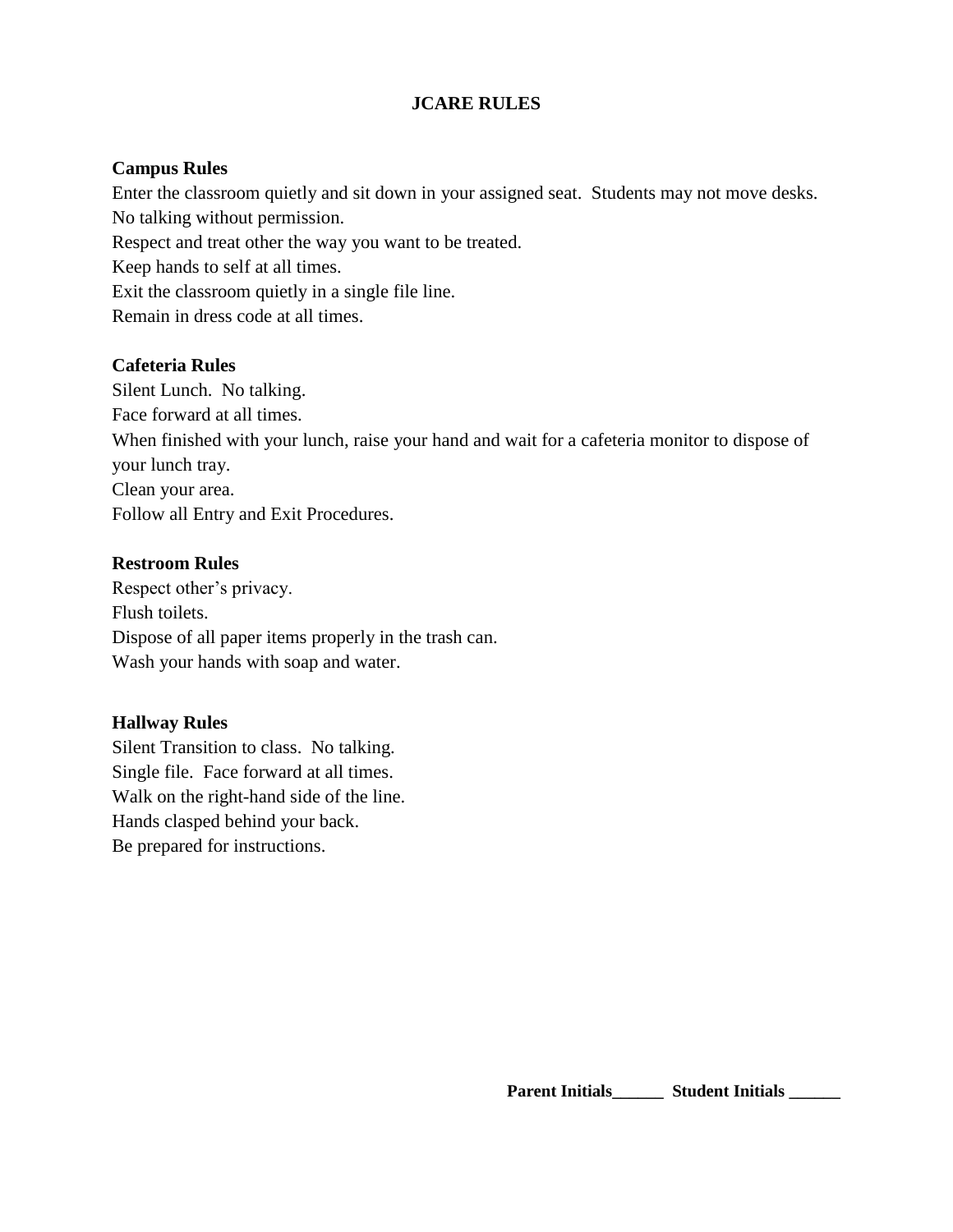# JCARE RULES

**Campus Rules**

Enter the classroom quietly and sit down in your assigned seat. Students may not move desks.
No talking without permission.
Respect and treat other the way you want to be treated.
Keep hands to self at all times.
Exit the classroom quietly in a single file line.
Remain in dress code at all times.

**Cafeteria Rules**

Silent Lunch. No talking.
Face forward at all times.
When finished with your lunch, raise your hand and wait for a cafeteria monitor to dispose of your lunch tray.
Clean your area.
Follow all Entry and Exit Procedures.

**Restroom Rules**

Respect other's privacy.
Flush toilets.
Dispose of all paper items properly in the trash can.
Wash your hands with soap and water.

**Hallway Rules**

Silent Transition to class. No talking.
Single file. Face forward at all times.
Walk on the right-hand side of the line.
Hands clasped behind your back.
Be prepared for instructions.

**Parent Initials______ Student Initials ______**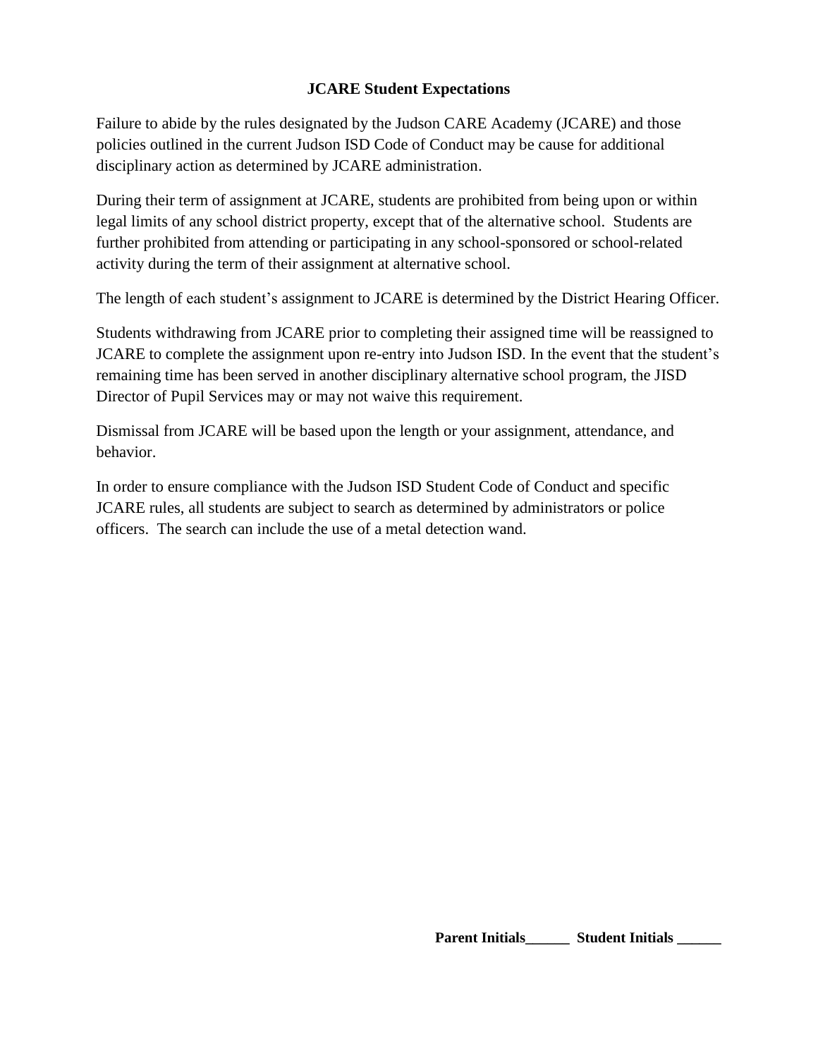**JCARE Student Expectations**

Failure to abide by the rules designated by the Judson CARE Academy (JCARE) and those policies outlined in the current Judson ISD Code of Conduct may be cause for additional disciplinary action as determined by JCARE administration.

During their term of assignment at JCARE, students are prohibited from being upon or within legal limits of any school district property, except that of the alternative school. Students are further prohibited from attending or participating in any school-sponsored or school-related activity during the term of their assignment at alternative school.

The length of each student's assignment to JCARE is determined by the District Hearing Officer.

Students withdrawing from JCARE prior to completing their assigned time will be reassigned to JCARE to complete the assignment upon re-entry into Judson ISD. In the event that the student's remaining time has been served in another disciplinary alternative school program, the JISD Director of Pupil Services may or may not waive this requirement.

Dismissal from JCARE will be based upon the length or your assignment, attendance, and behavior.

In order to ensure compliance with the Judson ISD Student Code of Conduct and specific JCARE rules, all students are subject to search as determined by administrators or police officers. The search can include the use of a metal detection wand.

**Parent Initials______ Student Initials ______**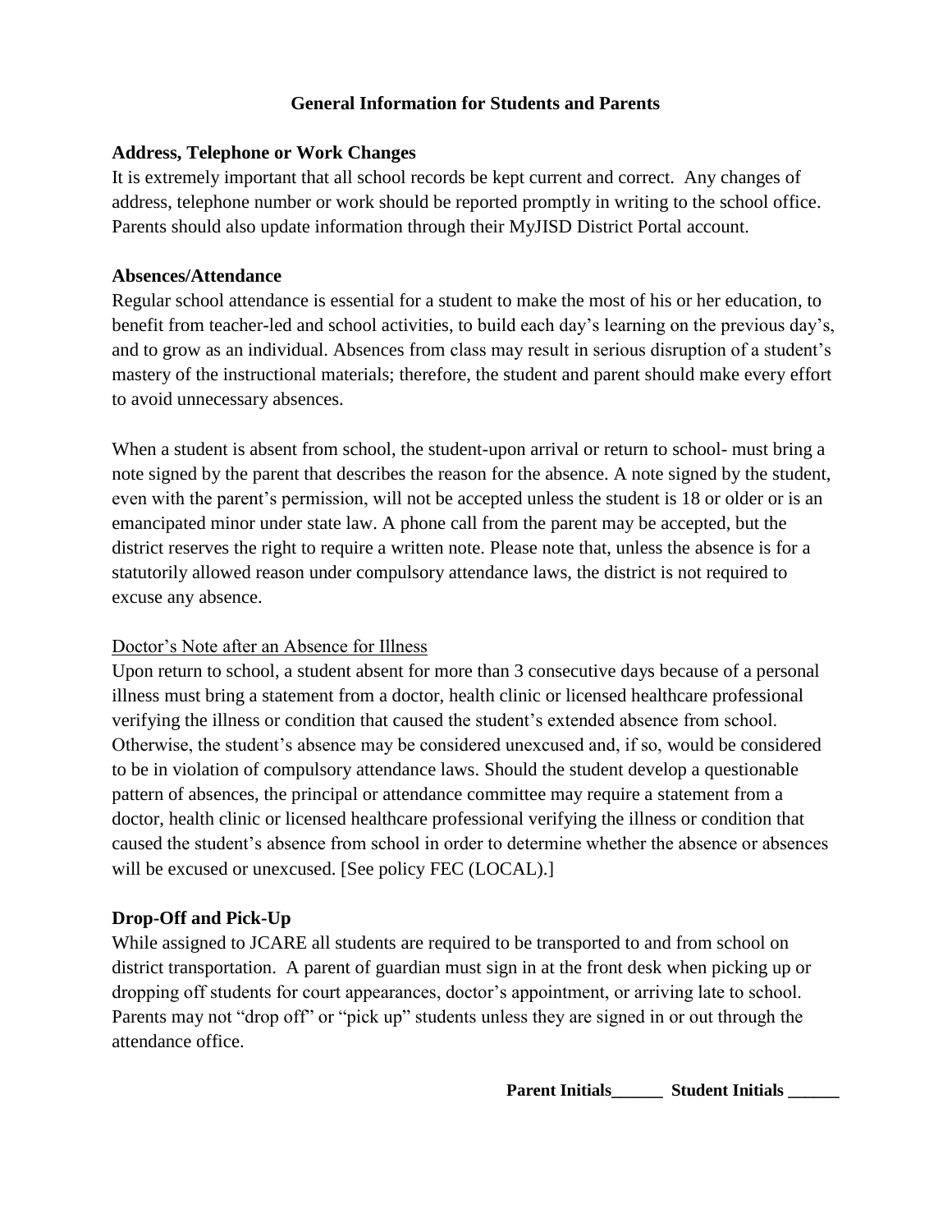## General Information for Students and Parents

### Address, Telephone or Work Changes

It is extremely important that all school records be kept current and correct. Any changes of address, telephone number or work should be reported promptly in writing to the school office. Parents should also update information through their MyJISD District Portal account.

### Absences/Attendance

Regular school attendance is essential for a student to make the most of his or her education, to benefit from teacher-led and school activities, to build each day's learning on the previous day's, and to grow as an individual. Absences from class may result in serious disruption of a student's mastery of the instructional materials; therefore, the student and parent should make every effort to avoid unnecessary absences.

When a student is absent from school, the student-upon arrival or return to school- must bring a note signed by the parent that describes the reason for the absence. A note signed by the student, even with the parent's permission, will not be accepted unless the student is 18 or older or is an emancipated minor under state law. A phone call from the parent may be accepted, but the district reserves the right to require a written note. Please note that, unless the absence is for a statutorily allowed reason under compulsory attendance laws, the district is not required to excuse any absence.

<u>Doctor's Note after an Absence for Illness</u>

Upon return to school, a student absent for more than 3 consecutive days because of a personal illness must bring a statement from a doctor, health clinic or licensed healthcare professional verifying the illness or condition that caused the student's extended absence from school. Otherwise, the student's absence may be considered unexcused and, if so, would be considered to be in violation of compulsory attendance laws. Should the student develop a questionable pattern of absences, the principal or attendance committee may require a statement from a doctor, health clinic or licensed healthcare professional verifying the illness or condition that caused the student's absence from school in order to determine whether the absence or absences will be excused or unexcused. [See policy FEC (LOCAL).]

### Drop-Off and Pick-Up

While assigned to JCARE all students are required to be transported to and from school on district transportation. A parent of guardian must sign in at the front desk when picking up or dropping off students for court appearances, doctor's appointment, or arriving late to school. Parents may not "drop off" or "pick up" students unless they are signed in or out through the attendance office.

**Parent Initials______ Student Initials ______**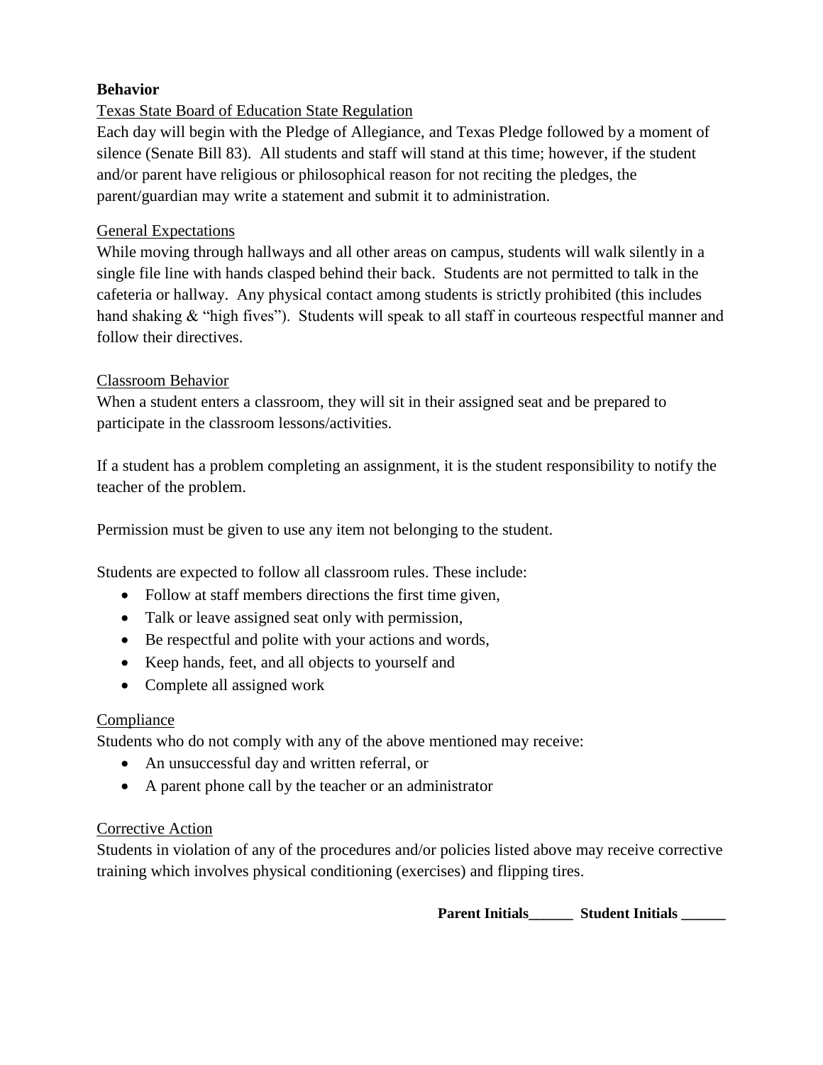**Behavior**

Texas State Board of Education State Regulation

Each day will begin with the Pledge of Allegiance, and Texas Pledge followed by a moment of silence (Senate Bill 83). All students and staff will stand at this time; however, if the student and/or parent have religious or philosophical reason for not reciting the pledges, the parent/guardian may write a statement and submit it to administration.

General Expectations

While moving through hallways and all other areas on campus, students will walk silently in a single file line with hands clasped behind their back. Students are not permitted to talk in the cafeteria or hallway. Any physical contact among students is strictly prohibited (this includes hand shaking & "high fives"). Students will speak to all staff in courteous respectful manner and follow their directives.

Classroom Behavior

When a student enters a classroom, they will sit in their assigned seat and be prepared to participate in the classroom lessons/activities.

If a student has a problem completing an assignment, it is the student responsibility to notify the teacher of the problem.

Permission must be given to use any item not belonging to the student.

Students are expected to follow all classroom rules. These include:

- Follow at staff members directions the first time given,
- Talk or leave assigned seat only with permission,
- Be respectful and polite with your actions and words,
- Keep hands, feet, and all objects to yourself and
- Complete all assigned work

Compliance

Students who do not comply with any of the above mentioned may receive:

- An unsuccessful day and written referral, or
- A parent phone call by the teacher or an administrator

Corrective Action

Students in violation of any of the procedures and/or policies listed above may receive corrective training which involves physical conditioning (exercises) and flipping tires.

**Parent Initials______ Student Initials ______**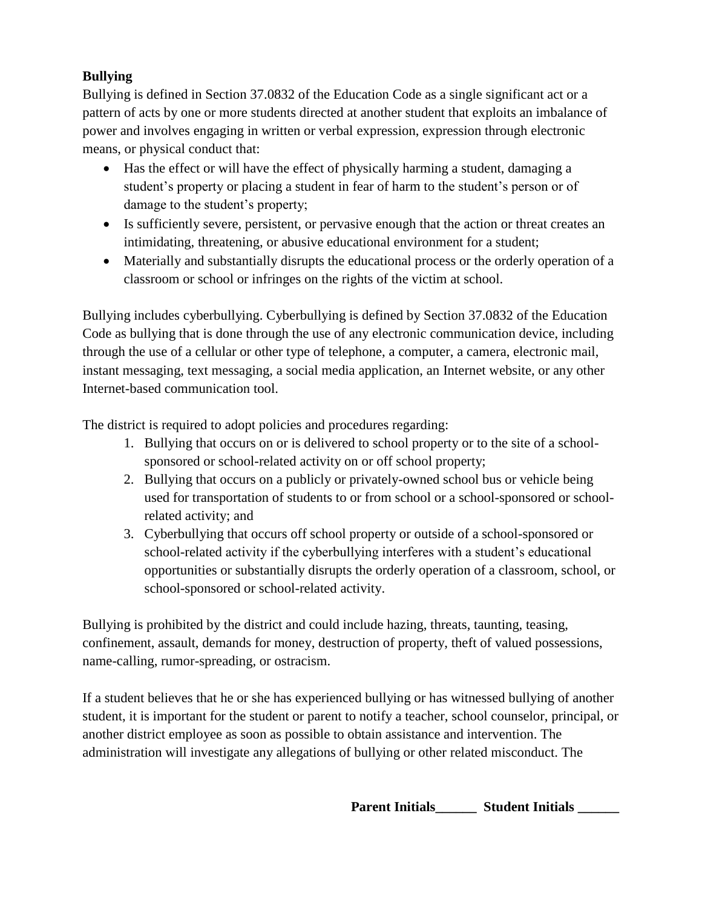**Bullying**

Bullying is defined in Section 37.0832 of the Education Code as a single significant act or a pattern of acts by one or more students directed at another student that exploits an imbalance of power and involves engaging in written or verbal expression, expression through electronic means, or physical conduct that:

- Has the effect or will have the effect of physically harming a student, damaging a student's property or placing a student in fear of harm to the student's person or of damage to the student's property;
- Is sufficiently severe, persistent, or pervasive enough that the action or threat creates an intimidating, threatening, or abusive educational environment for a student;
- Materially and substantially disrupts the educational process or the orderly operation of a classroom or school or infringes on the rights of the victim at school.

Bullying includes cyberbullying. Cyberbullying is defined by Section 37.0832 of the Education Code as bullying that is done through the use of any electronic communication device, including through the use of a cellular or other type of telephone, a computer, a camera, electronic mail, instant messaging, text messaging, a social media application, an Internet website, or any other Internet-based communication tool.

The district is required to adopt policies and procedures regarding:

1. Bullying that occurs on or is delivered to school property or to the site of a school-sponsored or school-related activity on or off school property;
2. Bullying that occurs on a publicly or privately-owned school bus or vehicle being used for transportation of students to or from school or a school-sponsored or school-related activity; and
3. Cyberbullying that occurs off school property or outside of a school-sponsored or school-related activity if the cyberbullying interferes with a student's educational opportunities or substantially disrupts the orderly operation of a classroom, school, or school-sponsored or school-related activity.

Bullying is prohibited by the district and could include hazing, threats, taunting, teasing, confinement, assault, demands for money, destruction of property, theft of valued possessions, name-calling, rumor-spreading, or ostracism.

If a student believes that he or she has experienced bullying or has witnessed bullying of another student, it is important for the student or parent to notify a teacher, school counselor, principal, or another district employee as soon as possible to obtain assistance and intervention. The administration will investigate any allegations of bullying or other related misconduct. The

**Parent Initials______ Student Initials ______**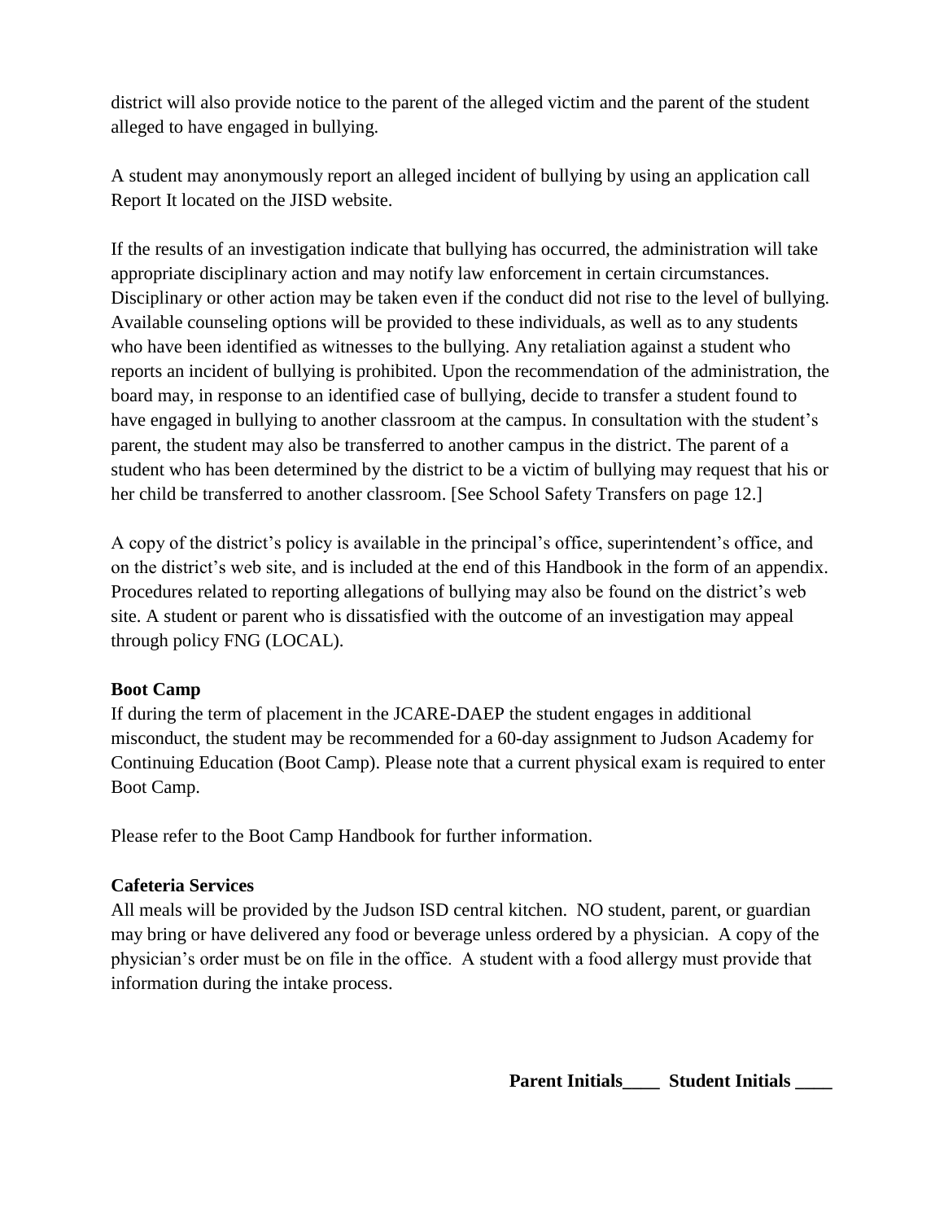district will also provide notice to the parent of the alleged victim and the parent of the student alleged to have engaged in bullying.

A student may anonymously report an alleged incident of bullying by using an application call Report It located on the JISD website.

If the results of an investigation indicate that bullying has occurred, the administration will take appropriate disciplinary action and may notify law enforcement in certain circumstances. Disciplinary or other action may be taken even if the conduct did not rise to the level of bullying. Available counseling options will be provided to these individuals, as well as to any students who have been identified as witnesses to the bullying. Any retaliation against a student who reports an incident of bullying is prohibited. Upon the recommendation of the administration, the board may, in response to an identified case of bullying, decide to transfer a student found to have engaged in bullying to another classroom at the campus. In consultation with the student's parent, the student may also be transferred to another campus in the district. The parent of a student who has been determined by the district to be a victim of bullying may request that his or her child be transferred to another classroom. [See School Safety Transfers on page 12.]

A copy of the district's policy is available in the principal's office, superintendent's office, and on the district's web site, and is included at the end of this Handbook in the form of an appendix. Procedures related to reporting allegations of bullying may also be found on the district's web site. A student or parent who is dissatisfied with the outcome of an investigation may appeal through policy FNG (LOCAL).

**Boot Camp**

If during the term of placement in the JCARE-DAEP the student engages in additional misconduct, the student may be recommended for a 60-day assignment to Judson Academy for Continuing Education (Boot Camp). Please note that a current physical exam is required to enter Boot Camp.

Please refer to the Boot Camp Handbook for further information.

**Cafeteria Services**

All meals will be provided by the Judson ISD central kitchen. NO student, parent, or guardian may bring or have delivered any food or beverage unless ordered by a physician. A copy of the physician's order must be on file in the office. A student with a food allergy must provide that information during the intake process.

**Parent Initials____ Student Initials ____**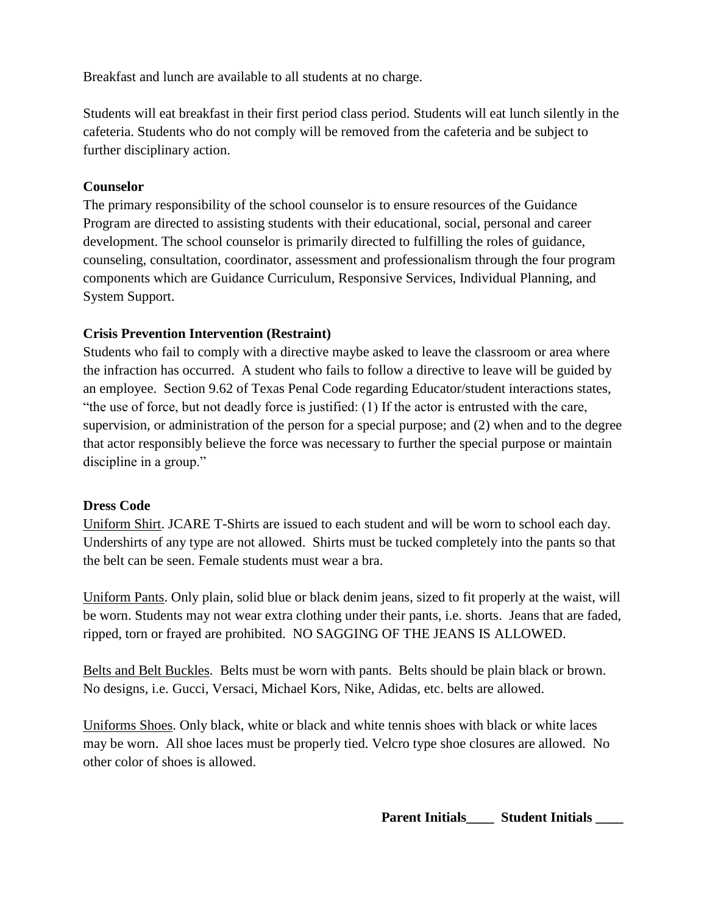Breakfast and lunch are available to all students at no charge.

Students will eat breakfast in their first period class period. Students will eat lunch silently in the cafeteria. Students who do not comply will be removed from the cafeteria and be subject to further disciplinary action.

**Counselor**

The primary responsibility of the school counselor is to ensure resources of the Guidance Program are directed to assisting students with their educational, social, personal and career development. The school counselor is primarily directed to fulfilling the roles of guidance, counseling, consultation, coordinator, assessment and professionalism through the four program components which are Guidance Curriculum, Responsive Services, Individual Planning, and System Support.

**Crisis Prevention Intervention (Restraint)**

Students who fail to comply with a directive maybe asked to leave the classroom or area where the infraction has occurred. A student who fails to follow a directive to leave will be guided by an employee. Section 9.62 of Texas Penal Code regarding Educator/student interactions states, "the use of force, but not deadly force is justified: (1) If the actor is entrusted with the care, supervision, or administration of the person for a special purpose; and (2) when and to the degree that actor responsibly believe the force was necessary to further the special purpose or maintain discipline in a group."

**Dress Code**

<u>Uniform Shirt</u>. JCARE T-Shirts are issued to each student and will be worn to school each day. Undershirts of any type are not allowed. Shirts must be tucked completely into the pants so that the belt can be seen. Female students must wear a bra.

<u>Uniform Pants</u>. Only plain, solid blue or black denim jeans, sized to fit properly at the waist, will be worn. Students may not wear extra clothing under their pants, i.e. shorts. Jeans that are faded, ripped, torn or frayed are prohibited. NO SAGGING OF THE JEANS IS ALLOWED.

<u>Belts and Belt Buckles</u>. Belts must be worn with pants. Belts should be plain black or brown. No designs, i.e. Gucci, Versaci, Michael Kors, Nike, Adidas, etc. belts are allowed.

<u>Uniforms Shoes</u>. Only black, white or black and white tennis shoes with black or white laces may be worn. All shoe laces must be properly tied. Velcro type shoe closures are allowed. No other color of shoes is allowed.

**Parent Initials\_\_\_\_ Student Initials \_\_\_\_**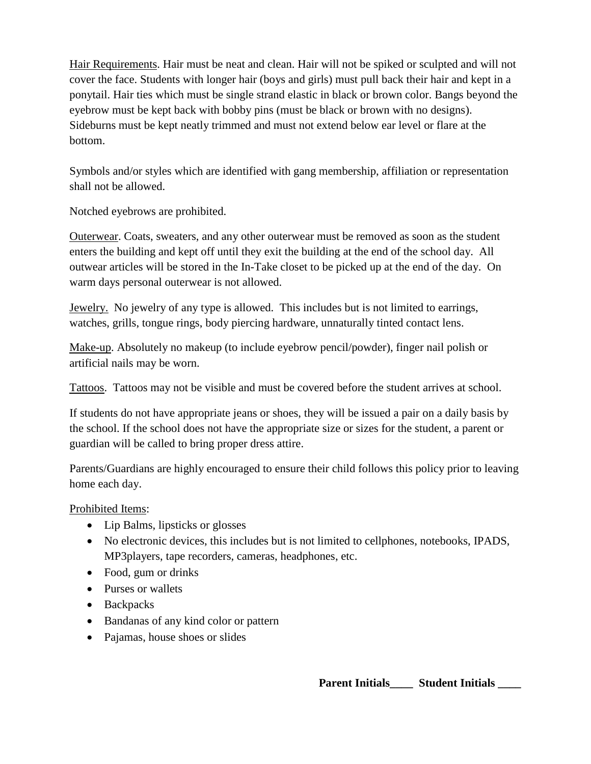<u>Hair Requirements</u>. Hair must be neat and clean. Hair will not be spiked or sculpted and will not cover the face. Students with longer hair (boys and girls) must pull back their hair and kept in a ponytail. Hair ties which must be single strand elastic in black or brown color. Bangs beyond the eyebrow must be kept back with bobby pins (must be black or brown with no designs). Sideburns must be kept neatly trimmed and must not extend below ear level or flare at the bottom.

Symbols and/or styles which are identified with gang membership, affiliation or representation shall not be allowed.

Notched eyebrows are prohibited.

<u>Outerwear</u>. Coats, sweaters, and any other outerwear must be removed as soon as the student enters the building and kept off until they exit the building at the end of the school day. All outwear articles will be stored in the In-Take closet to be picked up at the end of the day. On warm days personal outerwear is not allowed.

<u>Jewelry.</u> No jewelry of any type is allowed. This includes but is not limited to earrings, watches, grills, tongue rings, body piercing hardware, unnaturally tinted contact lens.

<u>Make-up</u>. Absolutely no makeup (to include eyebrow pencil/powder), finger nail polish or artificial nails may be worn.

<u>Tattoos</u>. Tattoos may not be visible and must be covered before the student arrives at school.

If students do not have appropriate jeans or shoes, they will be issued a pair on a daily basis by the school. If the school does not have the appropriate size or sizes for the student, a parent or guardian will be called to bring proper dress attire.

Parents/Guardians are highly encouraged to ensure their child follows this policy prior to leaving home each day.

<u>Prohibited Items</u>:

- Lip Balms, lipsticks or glosses
- No electronic devices, this includes but is not limited to cellphones, notebooks, IPADS, MP3players, tape recorders, cameras, headphones, etc.
- Food, gum or drinks
- Purses or wallets
- Backpacks
- Bandanas of any kind color or pattern
- Pajamas, house shoes or slides

**Parent Initials____ Student Initials ____**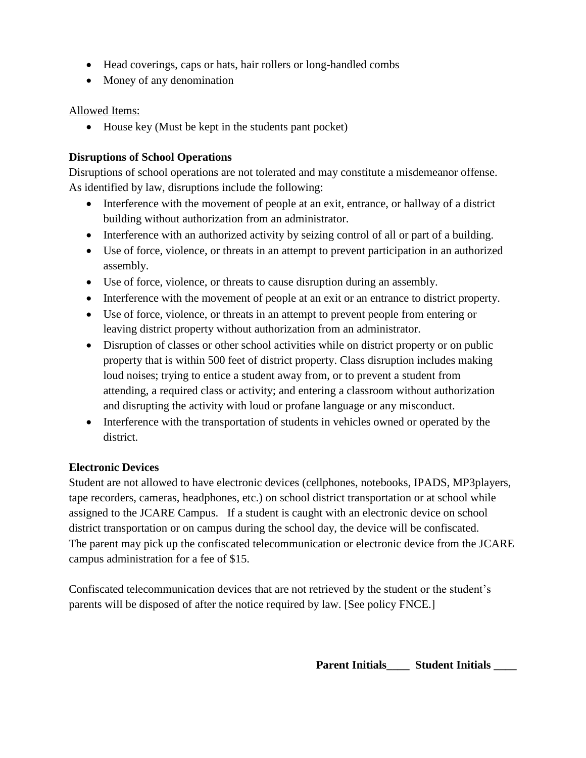- Head coverings, caps or hats, hair rollers or long-handled combs
- Money of any denomination

Allowed Items:

- House key (Must be kept in the students pant pocket)

**Disruptions of School Operations**

Disruptions of school operations are not tolerated and may constitute a misdemeanor offense. As identified by law, disruptions include the following:

- Interference with the movement of people at an exit, entrance, or hallway of a district building without authorization from an administrator.
- Interference with an authorized activity by seizing control of all or part of a building.
- Use of force, violence, or threats in an attempt to prevent participation in an authorized assembly.
- Use of force, violence, or threats to cause disruption during an assembly.
- Interference with the movement of people at an exit or an entrance to district property.
- Use of force, violence, or threats in an attempt to prevent people from entering or leaving district property without authorization from an administrator.
- Disruption of classes or other school activities while on district property or on public property that is within 500 feet of district property. Class disruption includes making loud noises; trying to entice a student away from, or to prevent a student from attending, a required class or activity; and entering a classroom without authorization and disrupting the activity with loud or profane language or any misconduct.
- Interference with the transportation of students in vehicles owned or operated by the district.

**Electronic Devices**

Student are not allowed to have electronic devices (cellphones, notebooks, IPADS, MP3players, tape recorders, cameras, headphones, etc.) on school district transportation or at school while assigned to the JCARE Campus. If a student is caught with an electronic device on school district transportation or on campus during the school day, the device will be confiscated. The parent may pick up the confiscated telecommunication or electronic device from the JCARE campus administration for a fee of $15.

Confiscated telecommunication devices that are not retrieved by the student or the student's parents will be disposed of after the notice required by law. [See policy FNCE.]

**Parent Initials____ Student Initials ____**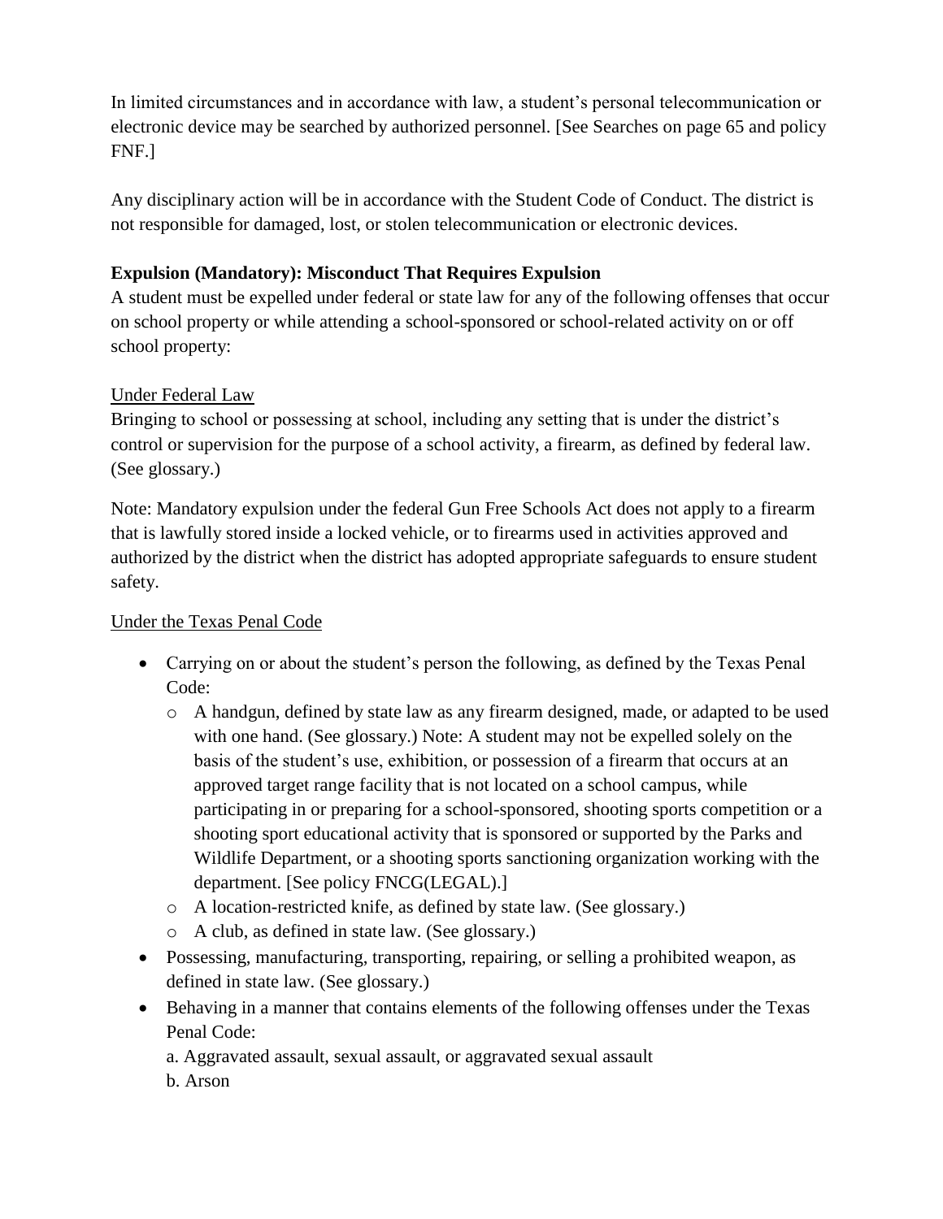In limited circumstances and in accordance with law, a student's personal telecommunication or electronic device may be searched by authorized personnel. [See Searches on page 65 and policy FNF.]

Any disciplinary action will be in accordance with the Student Code of Conduct. The district is not responsible for damaged, lost, or stolen telecommunication or electronic devices.

**Expulsion (Mandatory): Misconduct That Requires Expulsion**

A student must be expelled under federal or state law for any of the following offenses that occur on school property or while attending a school-sponsored or school-related activity on or off school property:

Under Federal Law

Bringing to school or possessing at school, including any setting that is under the district's control or supervision for the purpose of a school activity, a firearm, as defined by federal law. (See glossary.)

Note: Mandatory expulsion under the federal Gun Free Schools Act does not apply to a firearm that is lawfully stored inside a locked vehicle, or to firearms used in activities approved and authorized by the district when the district has adopted appropriate safeguards to ensure student safety.

Under the Texas Penal Code

- Carrying on or about the student's person the following, as defined by the Texas Penal Code:
  - A handgun, defined by state law as any firearm designed, made, or adapted to be used with one hand. (See glossary.) Note: A student may not be expelled solely on the basis of the student's use, exhibition, or possession of a firearm that occurs at an approved target range facility that is not located on a school campus, while participating in or preparing for a school-sponsored, shooting sports competition or a shooting sport educational activity that is sponsored or supported by the Parks and Wildlife Department, or a shooting sports sanctioning organization working with the department. [See policy FNCG(LEGAL).]
  - A location-restricted knife, as defined by state law. (See glossary.)
  - A club, as defined in state law. (See glossary.)
- Possessing, manufacturing, transporting, repairing, or selling a prohibited weapon, as defined in state law. (See glossary.)
- Behaving in a manner that contains elements of the following offenses under the Texas Penal Code:

  a. Aggravated assault, sexual assault, or aggravated sexual assault

  b. Arson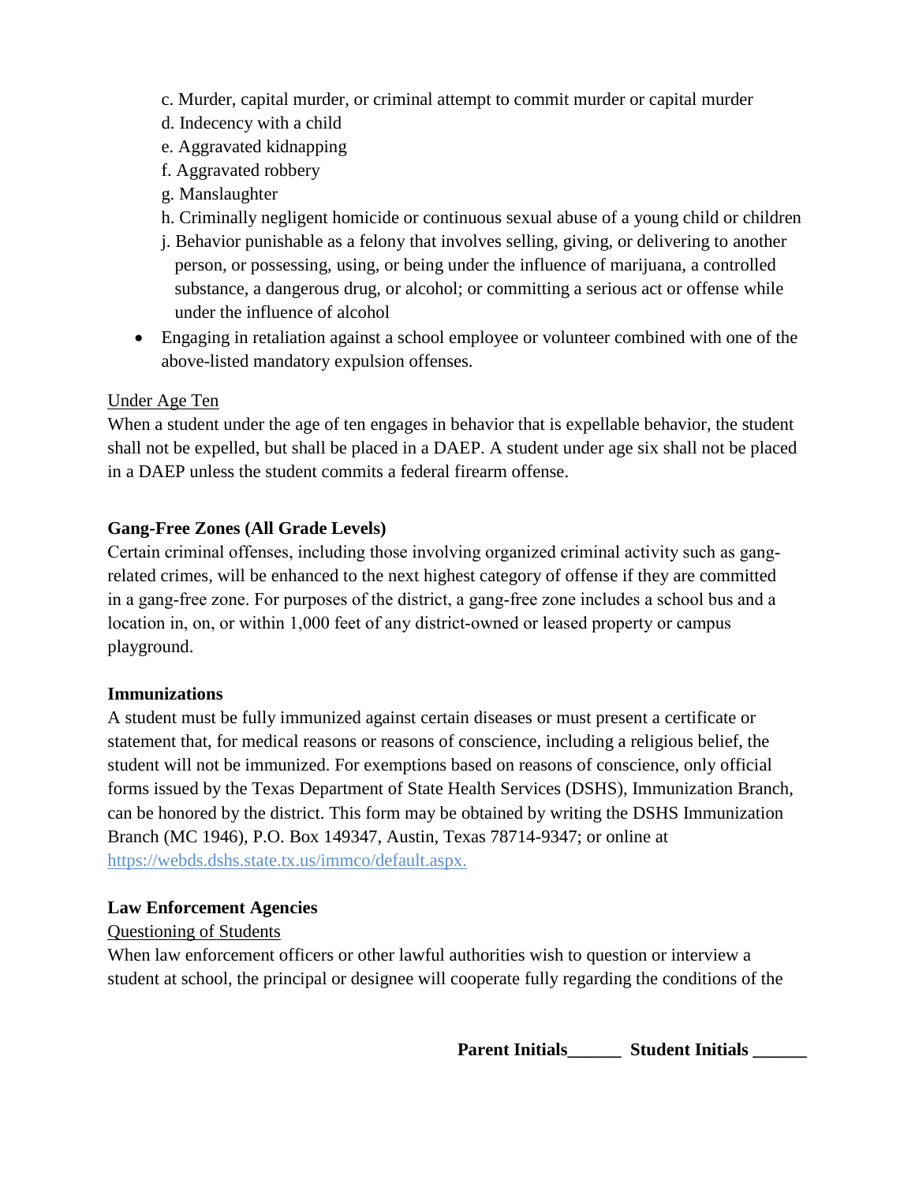c. Murder, capital murder, or criminal attempt to commit murder or capital murder
d. Indecency with a child
e. Aggravated kidnapping
f. Aggravated robbery
g. Manslaughter
h. Criminally negligent homicide or continuous sexual abuse of a young child or children
j. Behavior punishable as a felony that involves selling, giving, or delivering to another person, or possessing, using, or being under the influence of marijuana, a controlled substance, a dangerous drug, or alcohol; or committing a serious act or offense while under the influence of alcohol

- Engaging in retaliation against a school employee or volunteer combined with one of the above-listed mandatory expulsion offenses.

Under Age Ten

When a student under the age of ten engages in behavior that is expellable behavior, the student shall not be expelled, but shall be placed in a DAEP. A student under age six shall not be placed in a DAEP unless the student commits a federal firearm offense.

**Gang-Free Zones (All Grade Levels)**

Certain criminal offenses, including those involving organized criminal activity such as gang-related crimes, will be enhanced to the next highest category of offense if they are committed in a gang-free zone. For purposes of the district, a gang-free zone includes a school bus and a location in, on, or within 1,000 feet of any district-owned or leased property or campus playground.

**Immunizations**

A student must be fully immunized against certain diseases or must present a certificate or statement that, for medical reasons or reasons of conscience, including a religious belief, the student will not be immunized. For exemptions based on reasons of conscience, only official forms issued by the Texas Department of State Health Services (DSHS), Immunization Branch, can be honored by the district. This form may be obtained by writing the DSHS Immunization Branch (MC 1946), P.O. Box 149347, Austin, Texas 78714-9347; or online at https://webds.dshs.state.tx.us/immco/default.aspx.

**Law Enforcement Agencies**

Questioning of Students

When law enforcement officers or other lawful authorities wish to question or interview a student at school, the principal or designee will cooperate fully regarding the conditions of the

**Parent Initials______ Student Initials ______**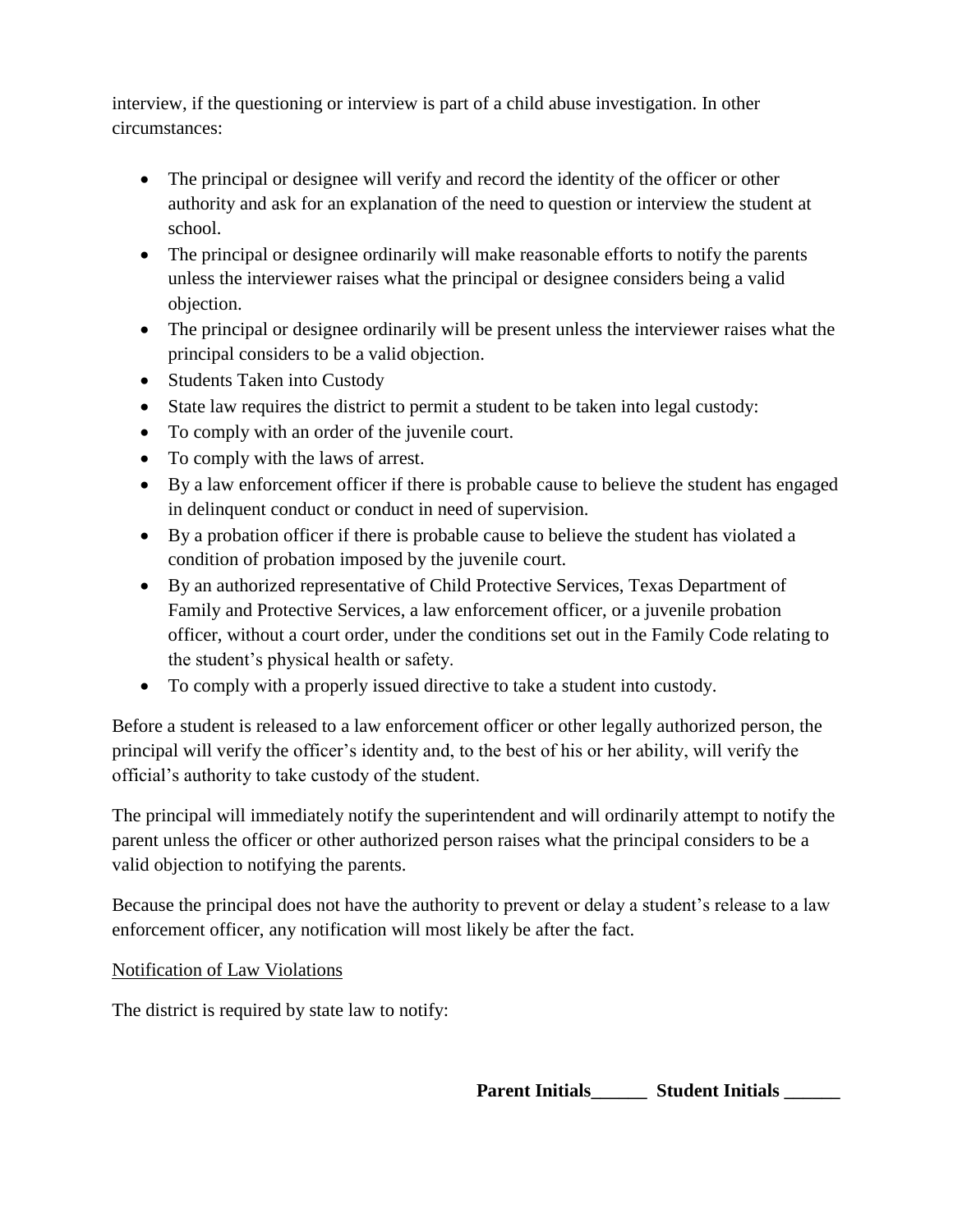interview, if the questioning or interview is part of a child abuse investigation. In other circumstances:

- The principal or designee will verify and record the identity of the officer or other authority and ask for an explanation of the need to question or interview the student at school.
- The principal or designee ordinarily will make reasonable efforts to notify the parents unless the interviewer raises what the principal or designee considers being a valid objection.
- The principal or designee ordinarily will be present unless the interviewer raises what the principal considers to be a valid objection.
- Students Taken into Custody
- State law requires the district to permit a student to be taken into legal custody:
- To comply with an order of the juvenile court.
- To comply with the laws of arrest.
- By a law enforcement officer if there is probable cause to believe the student has engaged in delinquent conduct or conduct in need of supervision.
- By a probation officer if there is probable cause to believe the student has violated a condition of probation imposed by the juvenile court.
- By an authorized representative of Child Protective Services, Texas Department of Family and Protective Services, a law enforcement officer, or a juvenile probation officer, without a court order, under the conditions set out in the Family Code relating to the student's physical health or safety.
- To comply with a properly issued directive to take a student into custody.

Before a student is released to a law enforcement officer or other legally authorized person, the principal will verify the officer's identity and, to the best of his or her ability, will verify the official's authority to take custody of the student.

The principal will immediately notify the superintendent and will ordinarily attempt to notify the parent unless the officer or other authorized person raises what the principal considers to be a valid objection to notifying the parents.

Because the principal does not have the authority to prevent or delay a student's release to a law enforcement officer, any notification will most likely be after the fact.

Notification of Law Violations

The district is required by state law to notify:

**Parent Initials______ Student Initials ______**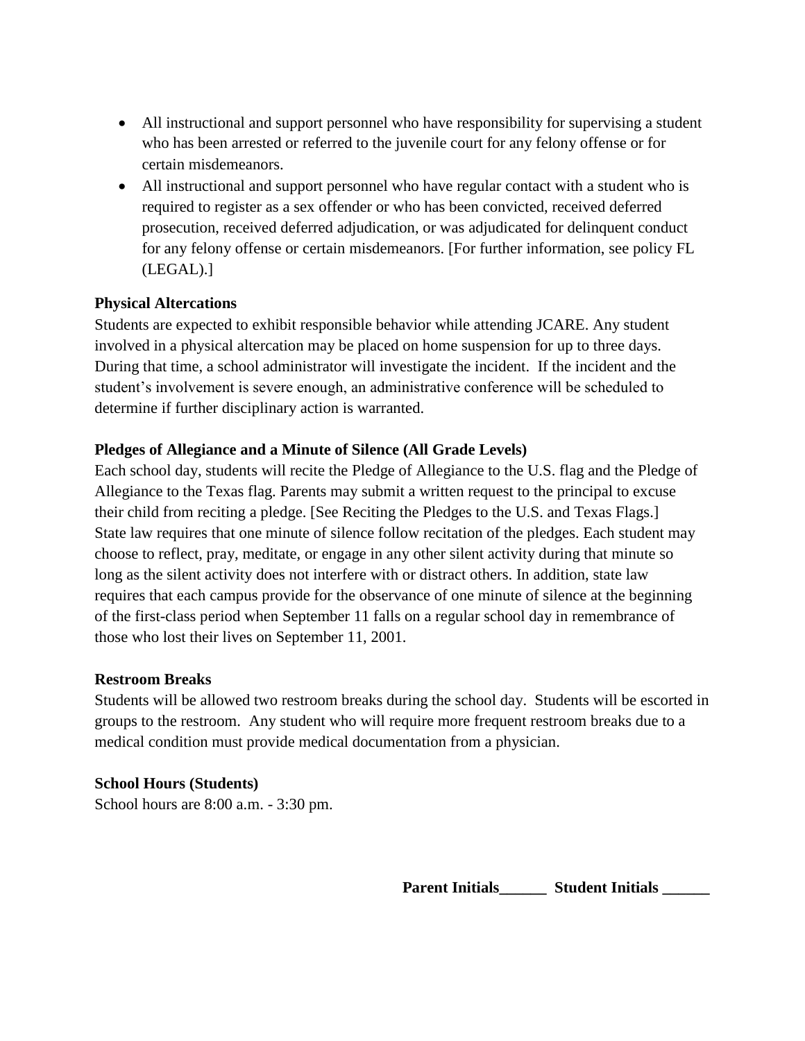- All instructional and support personnel who have responsibility for supervising a student who has been arrested or referred to the juvenile court for any felony offense or for certain misdemeanors.
- All instructional and support personnel who have regular contact with a student who is required to register as a sex offender or who has been convicted, received deferred prosecution, received deferred adjudication, or was adjudicated for delinquent conduct for any felony offense or certain misdemeanors. [For further information, see policy FL (LEGAL).]

**Physical Altercations**

Students are expected to exhibit responsible behavior while attending JCARE. Any student involved in a physical altercation may be placed on home suspension for up to three days. During that time, a school administrator will investigate the incident. If the incident and the student's involvement is severe enough, an administrative conference will be scheduled to determine if further disciplinary action is warranted.

**Pledges of Allegiance and a Minute of Silence (All Grade Levels)**

Each school day, students will recite the Pledge of Allegiance to the U.S. flag and the Pledge of Allegiance to the Texas flag. Parents may submit a written request to the principal to excuse their child from reciting a pledge. [See Reciting the Pledges to the U.S. and Texas Flags.] State law requires that one minute of silence follow recitation of the pledges. Each student may choose to reflect, pray, meditate, or engage in any other silent activity during that minute so long as the silent activity does not interfere with or distract others. In addition, state law requires that each campus provide for the observance of one minute of silence at the beginning of the first-class period when September 11 falls on a regular school day in remembrance of those who lost their lives on September 11, 2001.

**Restroom Breaks**

Students will be allowed two restroom breaks during the school day. Students will be escorted in groups to the restroom. Any student who will require more frequent restroom breaks due to a medical condition must provide medical documentation from a physician.

**School Hours (Students)**

School hours are 8:00 a.m. - 3:30 pm.

**Parent Initials______ Student Initials ______**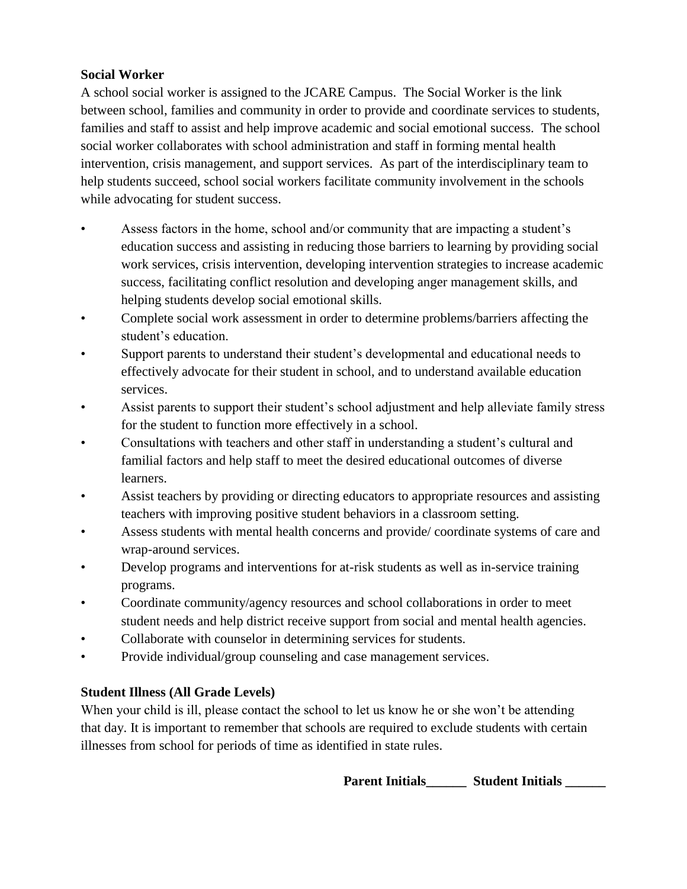**Social Worker**

A school social worker is assigned to the JCARE Campus. The Social Worker is the link between school, families and community in order to provide and coordinate services to students, families and staff to assist and help improve academic and social emotional success. The school social worker collaborates with school administration and staff in forming mental health intervention, crisis management, and support services. As part of the interdisciplinary team to help students succeed, school social workers facilitate community involvement in the schools while advocating for student success.

- Assess factors in the home, school and/or community that are impacting a student's education success and assisting in reducing those barriers to learning by providing social work services, crisis intervention, developing intervention strategies to increase academic success, facilitating conflict resolution and developing anger management skills, and helping students develop social emotional skills.
- Complete social work assessment in order to determine problems/barriers affecting the student's education.
- Support parents to understand their student's developmental and educational needs to effectively advocate for their student in school, and to understand available education services.
- Assist parents to support their student's school adjustment and help alleviate family stress for the student to function more effectively in a school.
- Consultations with teachers and other staff in understanding a student's cultural and familial factors and help staff to meet the desired educational outcomes of diverse learners.
- Assist teachers by providing or directing educators to appropriate resources and assisting teachers with improving positive student behaviors in a classroom setting.
- Assess students with mental health concerns and provide/ coordinate systems of care and wrap-around services.
- Develop programs and interventions for at-risk students as well as in-service training programs.
- Coordinate community/agency resources and school collaborations in order to meet student needs and help district receive support from social and mental health agencies.
- Collaborate with counselor in determining services for students.
- Provide individual/group counseling and case management services.

**Student Illness (All Grade Levels)**

When your child is ill, please contact the school to let us know he or she won't be attending that day. It is important to remember that schools are required to exclude students with certain illnesses from school for periods of time as identified in state rules.

**Parent Initials______ Student Initials ______**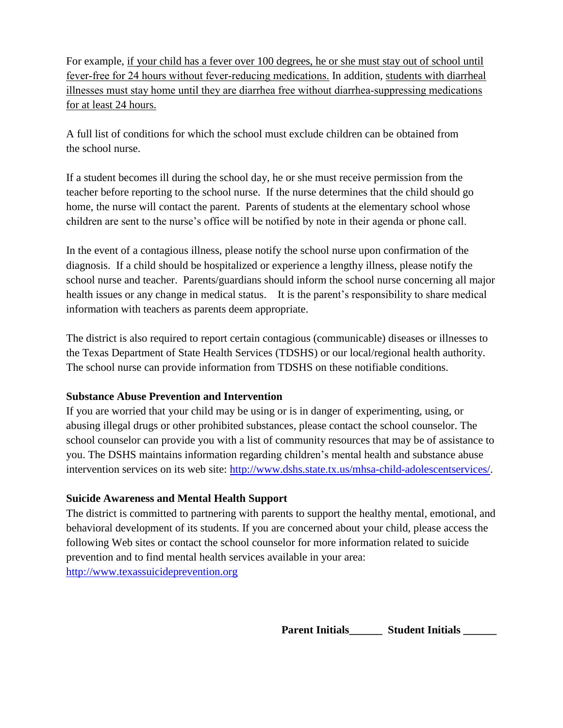For example, <u>if your child has a fever over 100 degrees, he or she must stay out of school until fever-free for 24 hours without fever-reducing medications.</u> In addition, <u>students with diarrheal illnesses must stay home until they are diarrhea free without diarrhea-suppressing medications for at least 24 hours.</u>

A full list of conditions for which the school must exclude children can be obtained from the school nurse.

If a student becomes ill during the school day, he or she must receive permission from the teacher before reporting to the school nurse. If the nurse determines that the child should go home, the nurse will contact the parent. Parents of students at the elementary school whose children are sent to the nurse's office will be notified by note in their agenda or phone call.

In the event of a contagious illness, please notify the school nurse upon confirmation of the diagnosis. If a child should be hospitalized or experience a lengthy illness, please notify the school nurse and teacher. Parents/guardians should inform the school nurse concerning all major health issues or any change in medical status. It is the parent's responsibility to share medical information with teachers as parents deem appropriate.

The district is also required to report certain contagious (communicable) diseases or illnesses to the Texas Department of State Health Services (TDSHS) or our local/regional health authority. The school nurse can provide information from TDSHS on these notifiable conditions.

**Substance Abuse Prevention and Intervention**

If you are worried that your child may be using or is in danger of experimenting, using, or abusing illegal drugs or other prohibited substances, please contact the school counselor. The school counselor can provide you with a list of community resources that may be of assistance to you. The DSHS maintains information regarding children's mental health and substance abuse intervention services on its web site: [http://www.dshs.state.tx.us/mhsa-child-adolescentservices/](http://www.dshs.state.tx.us/mhsa-child-adolescentservices/).

**Suicide Awareness and Mental Health Support**

The district is committed to partnering with parents to support the healthy mental, emotional, and behavioral development of its students. If you are concerned about your child, please access the following Web sites or contact the school counselor for more information related to suicide prevention and to find mental health services available in your area:
[http://www.texassuicideprevention.org](http://www.texassuicideprevention.org)

**Parent Initials______ Student Initials ______**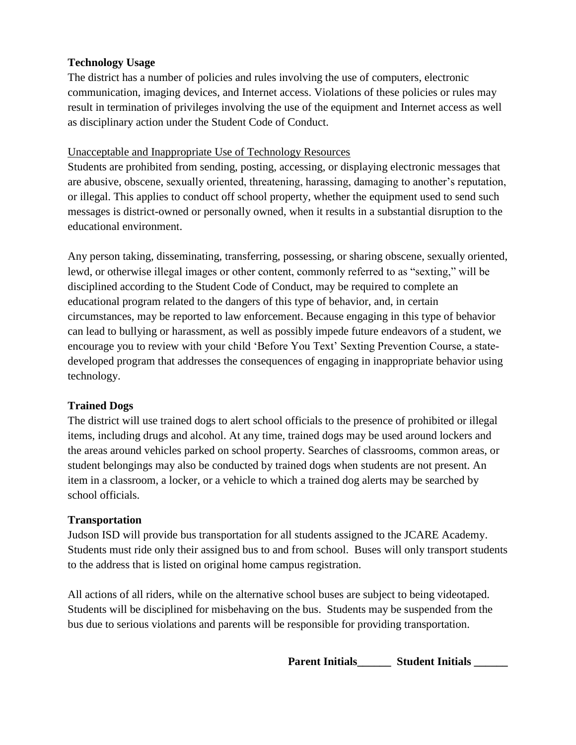**Technology Usage**

The district has a number of policies and rules involving the use of computers, electronic communication, imaging devices, and Internet access. Violations of these policies or rules may result in termination of privileges involving the use of the equipment and Internet access as well as disciplinary action under the Student Code of Conduct.

<u>Unacceptable and Inappropriate Use of Technology Resources</u>

Students are prohibited from sending, posting, accessing, or displaying electronic messages that are abusive, obscene, sexually oriented, threatening, harassing, damaging to another's reputation, or illegal. This applies to conduct off school property, whether the equipment used to send such messages is district-owned or personally owned, when it results in a substantial disruption to the educational environment.

Any person taking, disseminating, transferring, possessing, or sharing obscene, sexually oriented, lewd, or otherwise illegal images or other content, commonly referred to as "sexting," will be disciplined according to the Student Code of Conduct, may be required to complete an educational program related to the dangers of this type of behavior, and, in certain circumstances, may be reported to law enforcement. Because engaging in this type of behavior can lead to bullying or harassment, as well as possibly impede future endeavors of a student, we encourage you to review with your child 'Before You Text' Sexting Prevention Course, a state-developed program that addresses the consequences of engaging in inappropriate behavior using technology.

**Trained Dogs**

The district will use trained dogs to alert school officials to the presence of prohibited or illegal items, including drugs and alcohol. At any time, trained dogs may be used around lockers and the areas around vehicles parked on school property. Searches of classrooms, common areas, or student belongings may also be conducted by trained dogs when students are not present. An item in a classroom, a locker, or a vehicle to which a trained dog alerts may be searched by school officials.

**Transportation**

Judson ISD will provide bus transportation for all students assigned to the JCARE Academy. Students must ride only their assigned bus to and from school. Buses will only transport students to the address that is listed on original home campus registration.

All actions of all riders, while on the alternative school buses are subject to being videotaped. Students will be disciplined for misbehaving on the bus. Students may be suspended from the bus due to serious violations and parents will be responsible for providing transportation.

**Parent Initials______ Student Initials ______**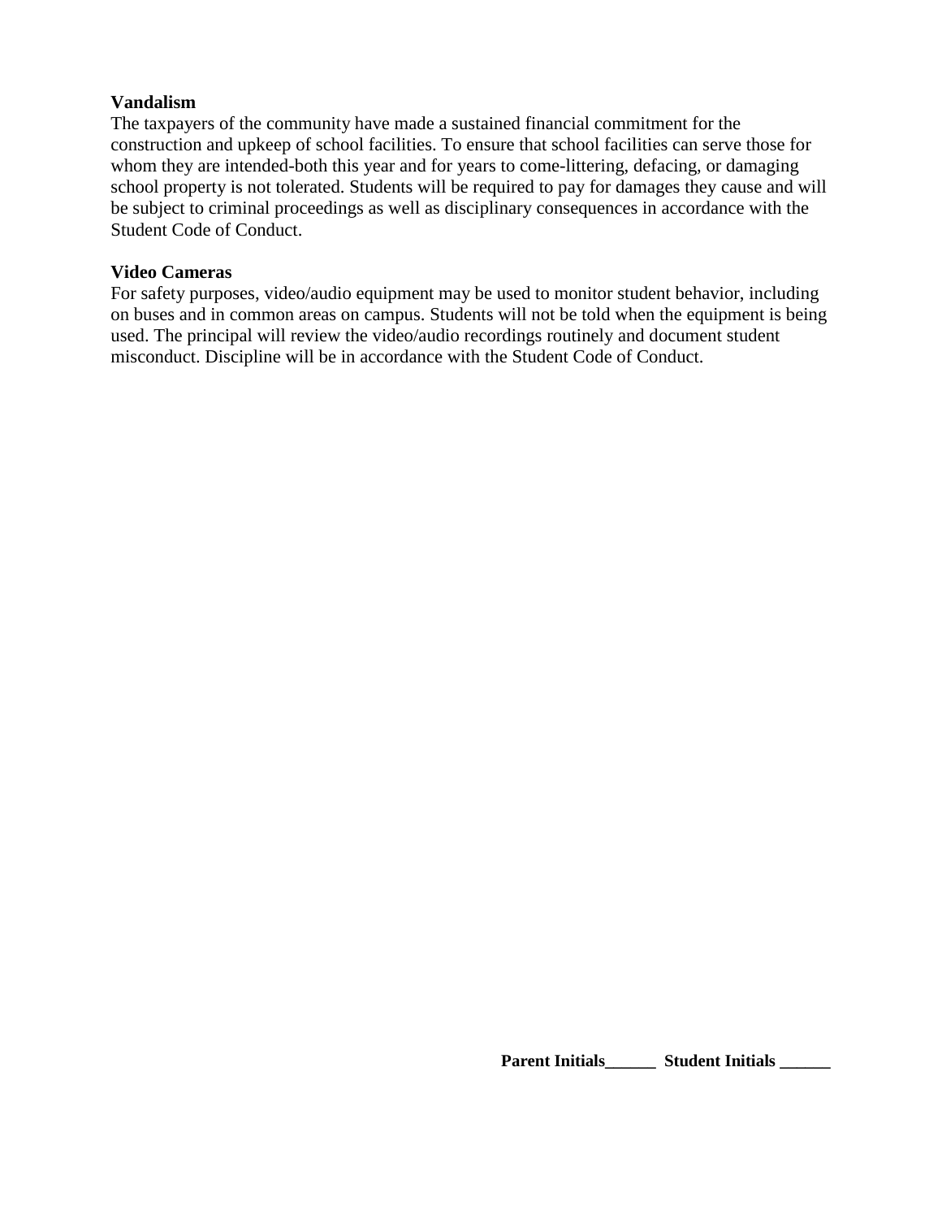**Vandalism**
The taxpayers of the community have made a sustained financial commitment for the construction and upkeep of school facilities. To ensure that school facilities can serve those for whom they are intended-both this year and for years to come-littering, defacing, or damaging school property is not tolerated. Students will be required to pay for damages they cause and will be subject to criminal proceedings as well as disciplinary consequences in accordance with the Student Code of Conduct.

**Video Cameras**
For safety purposes, video/audio equipment may be used to monitor student behavior, including on buses and in common areas on campus. Students will not be told when the equipment is being used. The principal will review the video/audio recordings routinely and document student misconduct. Discipline will be in accordance with the Student Code of Conduct.

**Parent Initials______ Student Initials ______**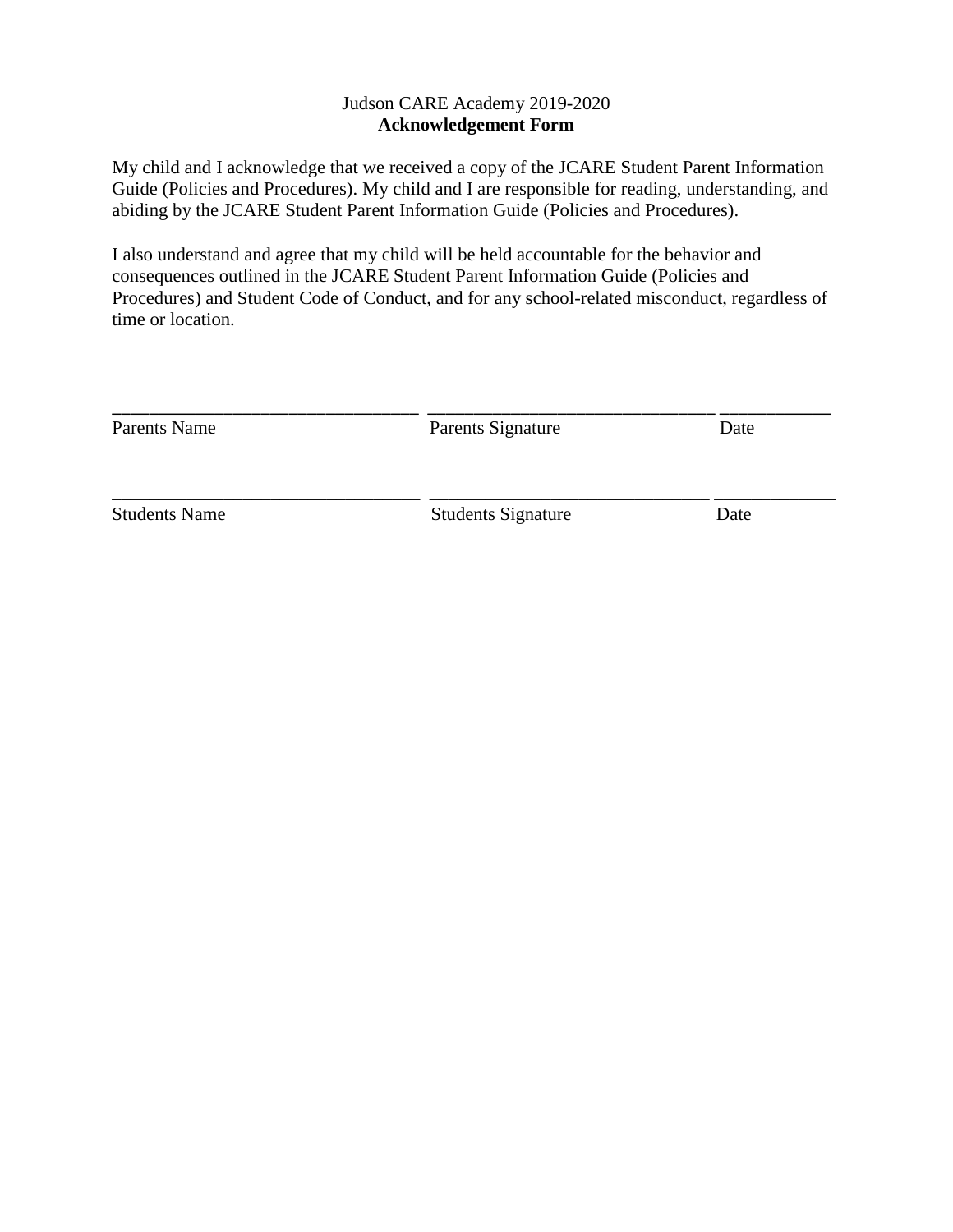Judson CARE Academy 2019-2020

**Acknowledgement Form**

My child and I acknowledge that we received a copy of the JCARE Student Parent Information Guide (Policies and Procedures). My child and I are responsible for reading, understanding, and abiding by the JCARE Student Parent Information Guide (Policies and Procedures).

I also understand and agree that my child will be held accountable for the behavior and consequences outlined in the JCARE Student Parent Information Guide (Policies and Procedures) and Student Code of Conduct, and for any school-related misconduct, regardless of time or location.

| | | |
|---|---|---|
| ________________________________ | ______________________________ | ____________ |
| Parents Name | Parents Signature | Date |
| ________________________________ | ______________________________ | ____________ |
| Students Name | Students Signature | Date |